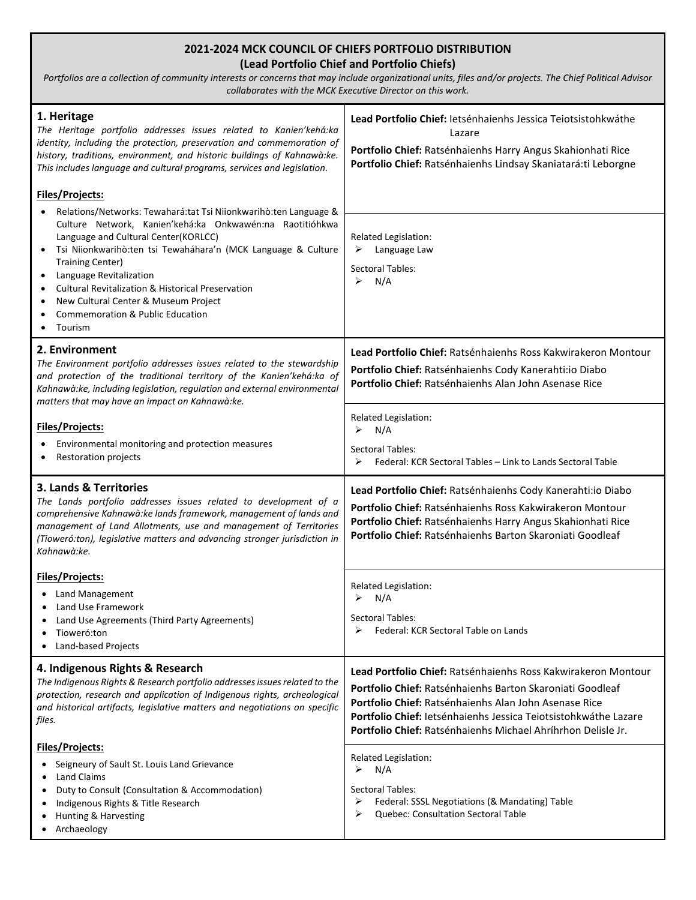# 2021-2024 MCK COUNCIL OF CHIEFS PORTFOLIO DISTRIBUTION

## (Lead Portfolio Chief and Portfolio Chiefs)

*Portfolios are a collection of community interests or concerns that may include organizational units, files and/or projects. The Chief Political Advisor collaborates with the MCK Executive Director on this work.*

## 1. Heritage

*The Heritage portfolio addresses issues related to Kanien'kehá:ka identity, including the protection, preservation and commemoration of history, traditions, environment, and historic buildings of Kahnawà:ke. This includes language and cultural programs, services and legislation.*

**Lead Portfolio Chief:** Ietsénhaienhs Jessica Teiotsistohkwáthe Lazare

**Portfolio Chief:** Ratsénhaienhs Harry Angus Skahionhati Rice

**Portfolio Chief:** Ratsénhaienhs Lindsay Skaniatará:ti Leborgne

**Files/Projects:**

- Relations/Networks: Tewahará:tat Tsi Niionkwarihò:ten Language & Culture Network, Kanien'kehá:ka Onkwawén:na Raotitióhkwa Language and Cultural Center(KORLCC)
- Tsi Niionkwarihò:ten tsi Tewaháhara'n (MCK Language & Culture Training Center)
- Language Revitalization
- Cultural Revitalization & Historical Preservation
- New Cultural Center & Museum Project
- Commemoration & Public Education
- Tourism

Related Legislation:
- Language Law

Sectoral Tables:
- N/A

## 2. Environment

*The Environment portfolio addresses issues related to the stewardship and protection of the traditional territory of the Kanien'kehá:ka of Kahnawà:ke, including legislation, regulation and external environmental matters that may have an impact on Kahnawà:ke.*

**Lead Portfolio Chief:** Ratsénhaienhs Ross Kakwirakeron Montour

**Portfolio Chief:** Ratsénhaienhs Cody Kanerahti:io Diabo

**Portfolio Chief:** Ratsénhaienhs Alan John Asenase Rice

**Files/Projects:**

- Environmental monitoring and protection measures
- Restoration projects

Related Legislation:
- N/A

Sectoral Tables:
- Federal: KCR Sectoral Tables – Link to Lands Sectoral Table

## 3. Lands & Territories

*The Lands portfolio addresses issues related to development of a comprehensive Kahnawà:ke lands framework, management of lands and management of Land Allotments, use and management of Territories (Tioweró:ton), legislative matters and advancing stronger jurisdiction in Kahnawà:ke.*

**Lead Portfolio Chief:** Ratsénhaienhs Cody Kanerahti:io Diabo

**Portfolio Chief:** Ratsénhaienhs Ross Kakwirakeron Montour

**Portfolio Chief:** Ratsénhaienhs Harry Angus Skahionhati Rice

**Portfolio Chief:** Ratsénhaienhs Barton Skaroniati Goodleaf

**Files/Projects:**

- Land Management
- Land Use Framework
- Land Use Agreements (Third Party Agreements)
- Tioweró:ton
- Land-based Projects

Related Legislation:
- N/A

Sectoral Tables:
- Federal: KCR Sectoral Table on Lands

## 4. Indigenous Rights & Research

*The Indigenous Rights & Research portfolio addresses issues related to the protection, research and application of Indigenous rights, archeological and historical artifacts, legislative matters and negotiations on specific files.*

**Lead Portfolio Chief:** Ratsénhaienhs Ross Kakwirakeron Montour

**Portfolio Chief:** Ratsénhaienhs Barton Skaroniati Goodleaf

**Portfolio Chief:** Ratsénhaienhs Alan John Asenase Rice

**Portfolio Chief:** Ietsénhaienhs Jessica Teiotsistohkwáthe Lazare

**Portfolio Chief:** Ratsénhaienhs Michael Ahríhrhon Delisle Jr.

**Files/Projects:**

- Seigneury of Sault St. Louis Land Grievance
- Land Claims
- Duty to Consult (Consultation & Accommodation)
- Indigenous Rights & Title Research
- Hunting & Harvesting
- Archaeology

Related Legislation:
- N/A

Sectoral Tables:
- Federal: SSSL Negotiations (& Mandating) Table
- Quebec: Consultation Sectoral Table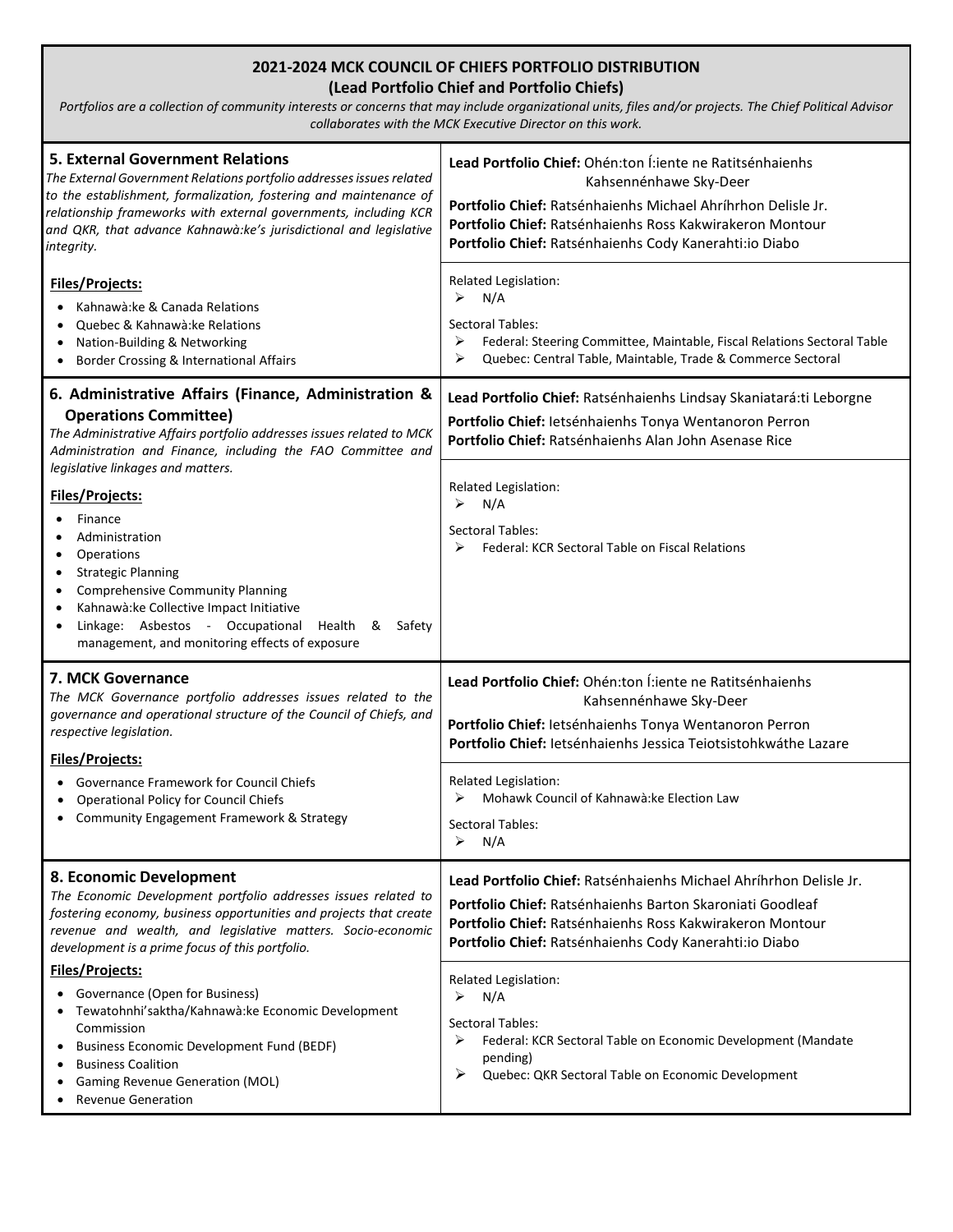## 2021-2024 MCK COUNCIL OF CHIEFS PORTFOLIO DISTRIBUTION
### (Lead Portfolio Chief and Portfolio Chiefs)

*Portfolios are a collection of community interests or concerns that may include organizational units, files and/or projects. The Chief Political Advisor collaborates with the MCK Executive Director on this work.*

---

### 5. External Government Relations

*The External Government Relations portfolio addresses issues related to the establishment, formalization, fostering and maintenance of relationship frameworks with external governments, including KCR and QKR, that advance Kahnawà:ke's jurisdictional and legislative integrity.*

**Lead Portfolio Chief:** Ohén:ton Í:iente ne Ratitsénhaienhs Kahsennénhawe Sky-Deer

**Portfolio Chief:** Ratsénhaienhs Michael Ahríhrhon Delisle Jr.
**Portfolio Chief:** Ratsénhaienhs Ross Kakwirakeron Montour
**Portfolio Chief:** Ratsénhaienhs Cody Kanerahti:io Diabo

**Files/Projects:**

- Kahnawà:ke & Canada Relations
- Quebec & Kahnawà:ke Relations
- Nation-Building & Networking
- Border Crossing & International Affairs

Related Legislation:

- N/A

Sectoral Tables:

- Federal: Steering Committee, Maintable, Fiscal Relations Sectoral Table
- Quebec: Central Table, Maintable, Trade & Commerce Sectoral

---

### 6. Administrative Affairs (Finance, Administration & Operations Committee)

*The Administrative Affairs portfolio addresses issues related to MCK Administration and Finance, including the FAO Committee and legislative linkages and matters.*

**Lead Portfolio Chief:** Ratsénhaienhs Lindsay Skaniatará:ti Leborgne

**Portfolio Chief:** Ietsénhaienhs Tonya Wentanoron Perron
**Portfolio Chief:** Ratsénhaienhs Alan John Asenase Rice

**Files/Projects:**

- Finance
- Administration
- Operations
- Strategic Planning
- Comprehensive Community Planning
- Kahnawà:ke Collective Impact Initiative
- Linkage: Asbestos - Occupational Health & Safety management, and monitoring effects of exposure

Related Legislation:

- N/A

Sectoral Tables:

- Federal: KCR Sectoral Table on Fiscal Relations

---

### 7. MCK Governance

*The MCK Governance portfolio addresses issues related to the governance and operational structure of the Council of Chiefs, and respective legislation.*

**Lead Portfolio Chief:** Ohén:ton Í:iente ne Ratitsénhaienhs Kahsennénhawe Sky-Deer

**Portfolio Chief:** Ietsénhaienhs Tonya Wentanoron Perron
**Portfolio Chief:** Ietsénhaienhs Jessica Teiotsistohkwáthe Lazare

**Files/Projects:**

- Governance Framework for Council Chiefs
- Operational Policy for Council Chiefs
- Community Engagement Framework & Strategy

Related Legislation:

- Mohawk Council of Kahnawà:ke Election Law

Sectoral Tables:

- N/A

---

### 8. Economic Development

*The Economic Development portfolio addresses issues related to fostering economy, business opportunities and projects that create revenue and wealth, and legislative matters. Socio-economic development is a prime focus of this portfolio.*

**Lead Portfolio Chief:** Ratsénhaienhs Michael Ahríhrhon Delisle Jr.

**Portfolio Chief:** Ratsénhaienhs Barton Skaroniati Goodleaf
**Portfolio Chief:** Ratsénhaienhs Ross Kakwirakeron Montour
**Portfolio Chief:** Ratsénhaienhs Cody Kanerahti:io Diabo

**Files/Projects:**

- Governance (Open for Business)
- Tewatohnhi'saktha/Kahnawà:ke Economic Development Commission
- Business Economic Development Fund (BEDF)
- Business Coalition
- Gaming Revenue Generation (MOL)
- Revenue Generation

Related Legislation:

- N/A

Sectoral Tables:

- Federal: KCR Sectoral Table on Economic Development (Mandate pending)
- Quebec: QKR Sectoral Table on Economic Development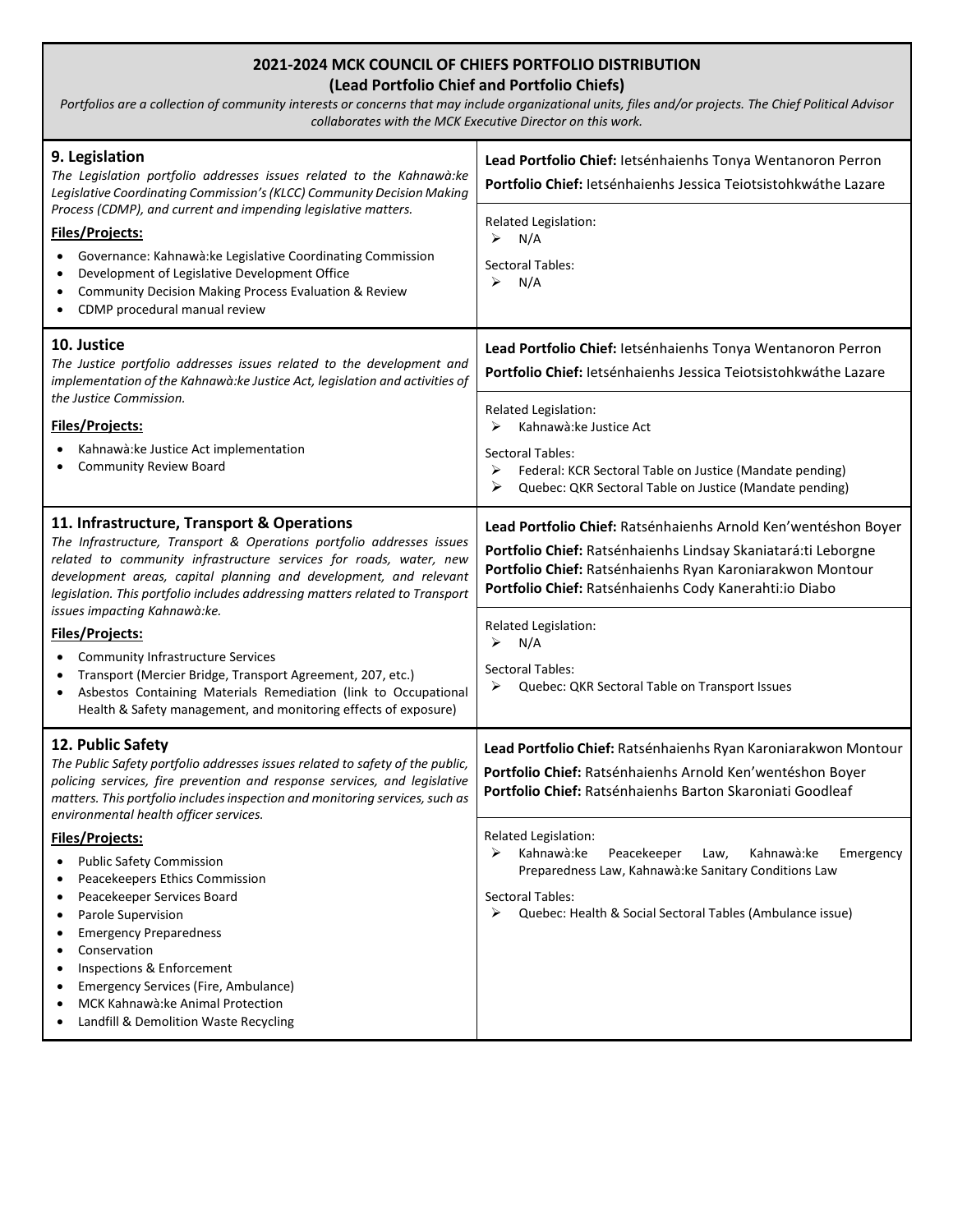# 2021-2024 MCK COUNCIL OF CHIEFS PORTFOLIO DISTRIBUTION
## (Lead Portfolio Chief and Portfolio Chiefs)

*Portfolios are a collection of community interests or concerns that may include organizational units, files and/or projects. The Chief Political Advisor collaborates with the MCK Executive Director on this work.*

## 9. Legislation

*The Legislation portfolio addresses issues related to the Kahnawà:ke Legislative Coordinating Commission's (KLCC) Community Decision Making Process (CDMP), and current and impending legislative matters.*

**Files/Projects:**

- Governance: Kahnawà:ke Legislative Coordinating Commission
- Development of Legislative Development Office
- Community Decision Making Process Evaluation & Review
- CDMP procedural manual review

**Lead Portfolio Chief:** Ietsénhaienhs Tonya Wentanoron Perron
**Portfolio Chief:** Ietsénhaienhs Jessica Teiotsistohkwáthe Lazare

Related Legislation:
- N/A

Sectoral Tables:
- N/A

## 10. Justice

*The Justice portfolio addresses issues related to the development and implementation of the Kahnawà:ke Justice Act, legislation and activities of the Justice Commission.*

**Files/Projects:**

- Kahnawà:ke Justice Act implementation
- Community Review Board

**Lead Portfolio Chief:** Ietsénhaienhs Tonya Wentanoron Perron
**Portfolio Chief:** Ietsénhaienhs Jessica Teiotsistohkwáthe Lazare

Related Legislation:
- Kahnawà:ke Justice Act

Sectoral Tables:
- Federal: KCR Sectoral Table on Justice (Mandate pending)
- Quebec: QKR Sectoral Table on Justice (Mandate pending)

## 11. Infrastructure, Transport & Operations

*The Infrastructure, Transport & Operations portfolio addresses issues related to community infrastructure services for roads, water, new development areas, capital planning and development, and relevant legislation. This portfolio includes addressing matters related to Transport issues impacting Kahnawà:ke.*

**Files/Projects:**

- Community Infrastructure Services
- Transport (Mercier Bridge, Transport Agreement, 207, etc.)
- Asbestos Containing Materials Remediation (link to Occupational Health & Safety management, and monitoring effects of exposure)

**Lead Portfolio Chief:** Ratsénhaienhs Arnold Ken'wentéshon Boyer
**Portfolio Chief:** Ratsénhaienhs Lindsay Skaniatará:ti Leborgne
**Portfolio Chief:** Ratsénhaienhs Ryan Karoniarakwon Montour
**Portfolio Chief:** Ratsénhaienhs Cody Kanerahti:io Diabo

Related Legislation:
- N/A

Sectoral Tables:
- Quebec: QKR Sectoral Table on Transport Issues

## 12. Public Safety

*The Public Safety portfolio addresses issues related to safety of the public, policing services, fire prevention and response services, and legislative matters. This portfolio includes inspection and monitoring services, such as environmental health officer services.*

**Files/Projects:**

- Public Safety Commission
- Peacekeepers Ethics Commission
- Peacekeeper Services Board
- Parole Supervision
- Emergency Preparedness
- Conservation
- Inspections & Enforcement
- Emergency Services (Fire, Ambulance)
- MCK Kahnawà:ke Animal Protection
- Landfill & Demolition Waste Recycling

**Lead Portfolio Chief:** Ratsénhaienhs Ryan Karoniarakwon Montour
**Portfolio Chief:** Ratsénhaienhs Arnold Ken'wentéshon Boyer
**Portfolio Chief:** Ratsénhaienhs Barton Skaroniati Goodleaf

Related Legislation:
- Kahnawà:ke Peacekeeper Law, Kahnawà:ke Emergency Preparedness Law, Kahnawà:ke Sanitary Conditions Law

Sectoral Tables:
- Quebec: Health & Social Sectoral Tables (Ambulance issue)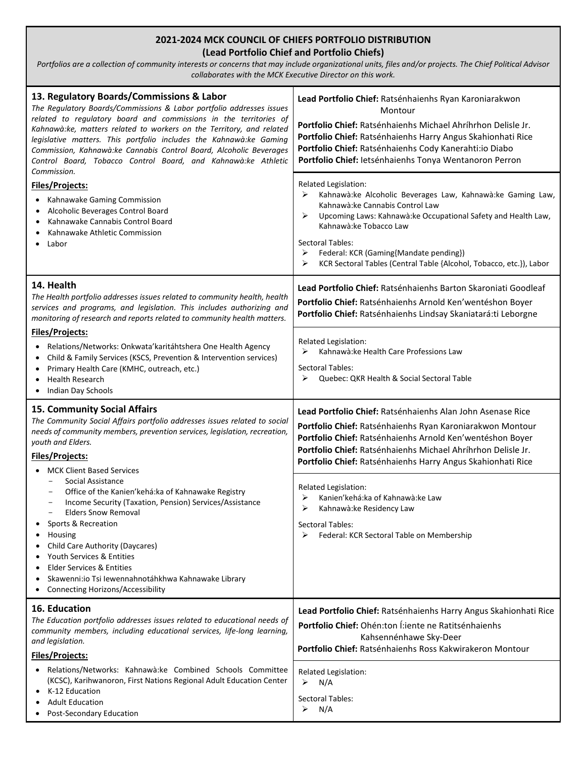# 2021-2024 MCK COUNCIL OF CHIEFS PORTFOLIO DISTRIBUTION

## (Lead Portfolio Chief and Portfolio Chiefs)

*Portfolios are a collection of community interests or concerns that may include organizational units, files and/or projects. The Chief Political Advisor collaborates with the MCK Executive Director on this work.*

### 13. Regulatory Boards/Commissions & Labor

*The Regulatory Boards/Commissions & Labor portfolio addresses issues related to regulatory board and commissions in the territories of Kahnawà:ke, matters related to workers on the Territory, and related legislative matters. This portfolio includes the Kahnawà:ke Gaming Commission, Kahnawà:ke Cannabis Control Board, Alcoholic Beverages Control Board, Tobacco Control Board, and Kahnawà:ke Athletic Commission.*

**Files/Projects:**

- Kahnawake Gaming Commission
- Alcoholic Beverages Control Board
- Kahnawake Cannabis Control Board
- Kahnawake Athletic Commission
- Labor

**Lead Portfolio Chief:** Ratsénhaienhs Ryan Karoniarakwon Montour

**Portfolio Chief:** Ratsénhaienhs Michael Ahríhrhon Delisle Jr.
**Portfolio Chief:** Ratsénhaienhs Harry Angus Skahionhati Rice
**Portfolio Chief:** Ratsénhaienhs Cody Kanerahti:io Diabo
**Portfolio Chief:** Ietsénhaienhs Tonya Wentanoron Perron

Related Legislation:

- Kahnawà:ke Alcoholic Beverages Law, Kahnawà:ke Gaming Law, Kahnawà:ke Cannabis Control Law
- Upcoming Laws: Kahnawà:ke Occupational Safety and Health Law, Kahnawà:ke Tobacco Law

Sectoral Tables:

- Federal: KCR (Gaming{Mandate pending})
- KCR Sectoral Tables (Central Table {Alcohol, Tobacco, etc.}), Labor

### 14. Health

*The Health portfolio addresses issues related to community health, health services and programs, and legislation. This includes authorizing and monitoring of research and reports related to community health matters.*

**Files/Projects:**

- Relations/Networks: Onkwata'karitáhtshera One Health Agency
- Child & Family Services (KSCS, Prevention & Intervention services)
- Primary Health Care (KMHC, outreach, etc.)
- Health Research
- Indian Day Schools

**Lead Portfolio Chief:** Ratsénhaienhs Barton Skaroniati Goodleaf

**Portfolio Chief:** Ratsénhaienhs Arnold Ken'wentéshon Boyer
**Portfolio Chief:** Ratsénhaienhs Lindsay Skaniatará:ti Leborgne

Related Legislation:

- Kahnawà:ke Health Care Professions Law

Sectoral Tables:

- Quebec: QKR Health & Social Sectoral Table

### 15. Community Social Affairs

*The Community Social Affairs portfolio addresses issues related to social needs of community members, prevention services, legislation, recreation, youth and Elders.*

**Files/Projects:**

- MCK Client Based Services
  - Social Assistance
  - Office of the Kanien'kehá:ka of Kahnawake Registry
  - Income Security (Taxation, Pension) Services/Assistance
  - Elders Snow Removal
- Sports & Recreation
- Housing
- Child Care Authority (Daycares)
- Youth Services & Entities
- Elder Services & Entities
- Skawenni:io Tsi Iewennahnotáhkhwa Kahnawake Library
- Connecting Horizons/Accessibility

**Lead Portfolio Chief:** Ratsénhaienhs Alan John Asenase Rice

**Portfolio Chief:** Ratsénhaienhs Ryan Karoniarakwon Montour
**Portfolio Chief:** Ratsénhaienhs Arnold Ken'wentéshon Boyer
**Portfolio Chief:** Ratsénhaienhs Michael Ahríhrhon Delisle Jr.
**Portfolio Chief:** Ratsénhaienhs Harry Angus Skahionhati Rice

Related Legislation:

- Kanien'kehá:ka of Kahnawà:ke Law
- Kahnawà:ke Residency Law

Sectoral Tables:

- Federal: KCR Sectoral Table on Membership

### 16. Education

*The Education portfolio addresses issues related to educational needs of community members, including educational services, life-long learning, and legislation.*

**Files/Projects:**

- Relations/Networks: Kahnawà:ke Combined Schools Committee (KCSC), Karihwanoron, First Nations Regional Adult Education Center
- K-12 Education
- Adult Education
- Post-Secondary Education

**Lead Portfolio Chief:** Ratsénhaienhs Harry Angus Skahionhati Rice

**Portfolio Chief:** Ohén:ton Í:iente ne Ratitsénhaienhs Kahsennénhawe Sky-Deer
**Portfolio Chief:** Ratsénhaienhs Ross Kakwirakeron Montour

Related Legislation:

- N/A

Sectoral Tables:

- N/A